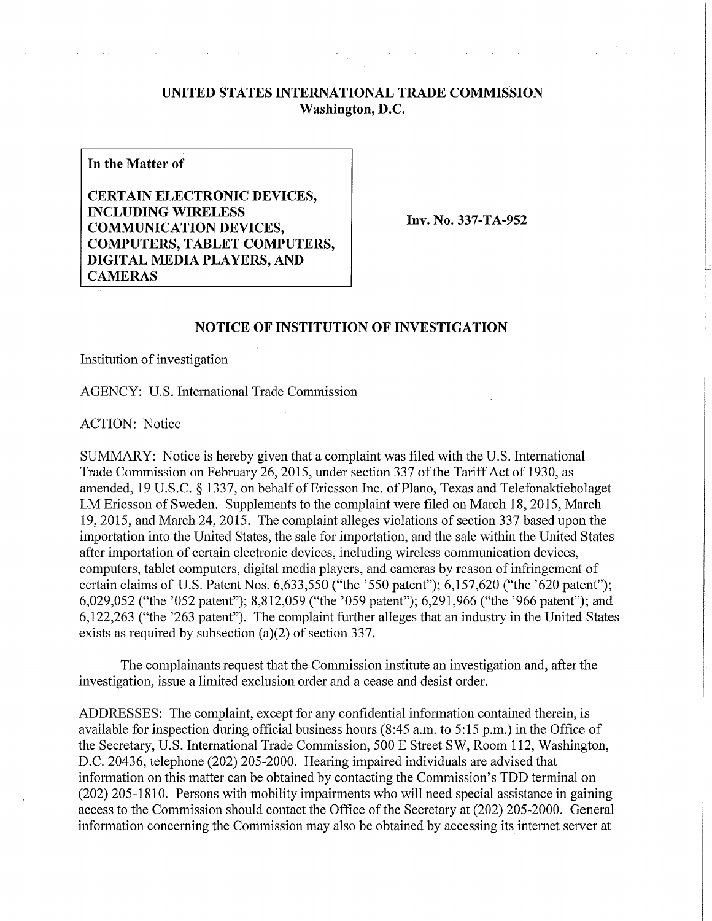**UNITED STATES INTERNATIONAL TRADE COMMISSION**
**Washington, D.C.**

**In the Matter of**

**CERTAIN ELECTRONIC DEVICES, INCLUDING WIRELESS COMMUNICATION DEVICES, COMPUTERS, TABLET COMPUTERS, DIGITAL MEDIA PLAYERS, AND CAMERAS**

**Inv. No. 337-TA-952**

## NOTICE OF INSTITUTION OF INVESTIGATION

Institution of investigation

AGENCY: U.S. International Trade Commission

ACTION: Notice

SUMMARY: Notice is hereby given that a complaint was filed with the U.S. International Trade Commission on February 26, 2015, under section 337 of the Tariff Act of 1930, as amended, 19 U.S.C. § 1337, on behalf of Ericsson Inc. of Plano, Texas and Telefonaktiebolaget LM Ericsson of Sweden. Supplements to the complaint were filed on March 18, 2015, March 19, 2015, and March 24, 2015. The complaint alleges violations of section 337 based upon the importation into the United States, the sale for importation, and the sale within the United States after importation of certain electronic devices, including wireless communication devices, computers, tablet computers, digital media players, and cameras by reason of infringement of certain claims of U.S. Patent Nos. 6,633,550 ("the '550 patent"); 6,157,620 ("the '620 patent"); 6,029,052 ("the '052 patent"); 8,812,059 ("the '059 patent"); 6,291,966 ("the '966 patent"); and 6,122,263 ("the '263 patent"). The complaint further alleges that an industry in the United States exists as required by subsection (a)(2) of section 337.

The complainants request that the Commission institute an investigation and, after the investigation, issue a limited exclusion order and a cease and desist order.

ADDRESSES: The complaint, except for any confidential information contained therein, is available for inspection during official business hours (8:45 a.m. to 5:15 p.m.) in the Office of the Secretary, U.S. International Trade Commission, 500 E Street SW, Room 112, Washington, D.C. 20436, telephone (202) 205-2000. Hearing impaired individuals are advised that information on this matter can be obtained by contacting the Commission's TDD terminal on (202) 205-1810. Persons with mobility impairments who will need special assistance in gaining access to the Commission should contact the Office of the Secretary at (202) 205-2000. General information concerning the Commission may also be obtained by accessing its internet server at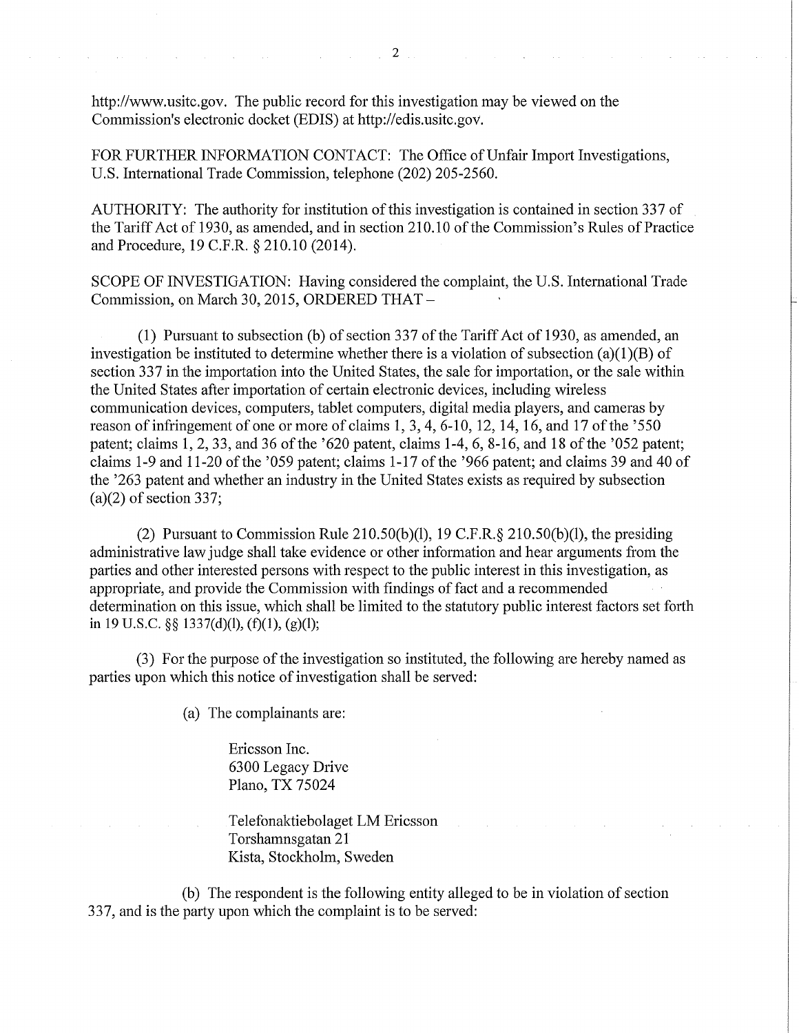http://www.usitc.gov. The public record for this investigation may be viewed on the Commission's electronic docket (EDIS) at http://edis.usitc.gov.

FOR FURTHER INFORMATION CONTACT: The Office of Unfair Import Investigations, U.S. International Trade Commission, telephone (202) 205-2560.

AUTHORITY: The authority for institution of this investigation is contained in section 337 of the Tariff Act of 1930, as amended, and in section 210.10 of the Commission's Rules of Practice and Procedure, 19 C.F.R. § 210.10 (2014).

SCOPE OF INVESTIGATION: Having considered the complaint, the U.S. International Trade Commission, on March 30, 2015, ORDERED THAT –

(1) Pursuant to subsection (b) of section 337 of the Tariff Act of 1930, as amended, an investigation be instituted to determine whether there is a violation of subsection (a)(1)(B) of section 337 in the importation into the United States, the sale for importation, or the sale within the United States after importation of certain electronic devices, including wireless communication devices, computers, tablet computers, digital media players, and cameras by reason of infringement of one or more of claims 1, 3, 4, 6-10, 12, 14, 16, and 17 of the '550 patent; claims 1, 2, 33, and 36 of the '620 patent, claims 1-4, 6, 8-16, and 18 of the '052 patent; claims 1-9 and 11-20 of the '059 patent; claims 1-17 of the '966 patent; and claims 39 and 40 of the '263 patent and whether an industry in the United States exists as required by subsection (a)(2) of section 337;

(2) Pursuant to Commission Rule 210.50(b)(l), 19 C.F.R.§ 210.50(b)(l), the presiding administrative law judge shall take evidence or other information and hear arguments from the parties and other interested persons with respect to the public interest in this investigation, as appropriate, and provide the Commission with findings of fact and a recommended determination on this issue, which shall be limited to the statutory public interest factors set forth in 19 U.S.C. §§ 1337(d)(l), (f)(1), (g)(l);

(3) For the purpose of the investigation so instituted, the following are hereby named as parties upon which this notice of investigation shall be served:

(a) The complainants are:

Ericsson Inc.
6300 Legacy Drive
Plano, TX 75024

Telefonaktiebolaget LM Ericsson
Torshamnsgatan 21
Kista, Stockholm, Sweden

(b) The respondent is the following entity alleged to be in violation of section 337, and is the party upon which the complaint is to be served: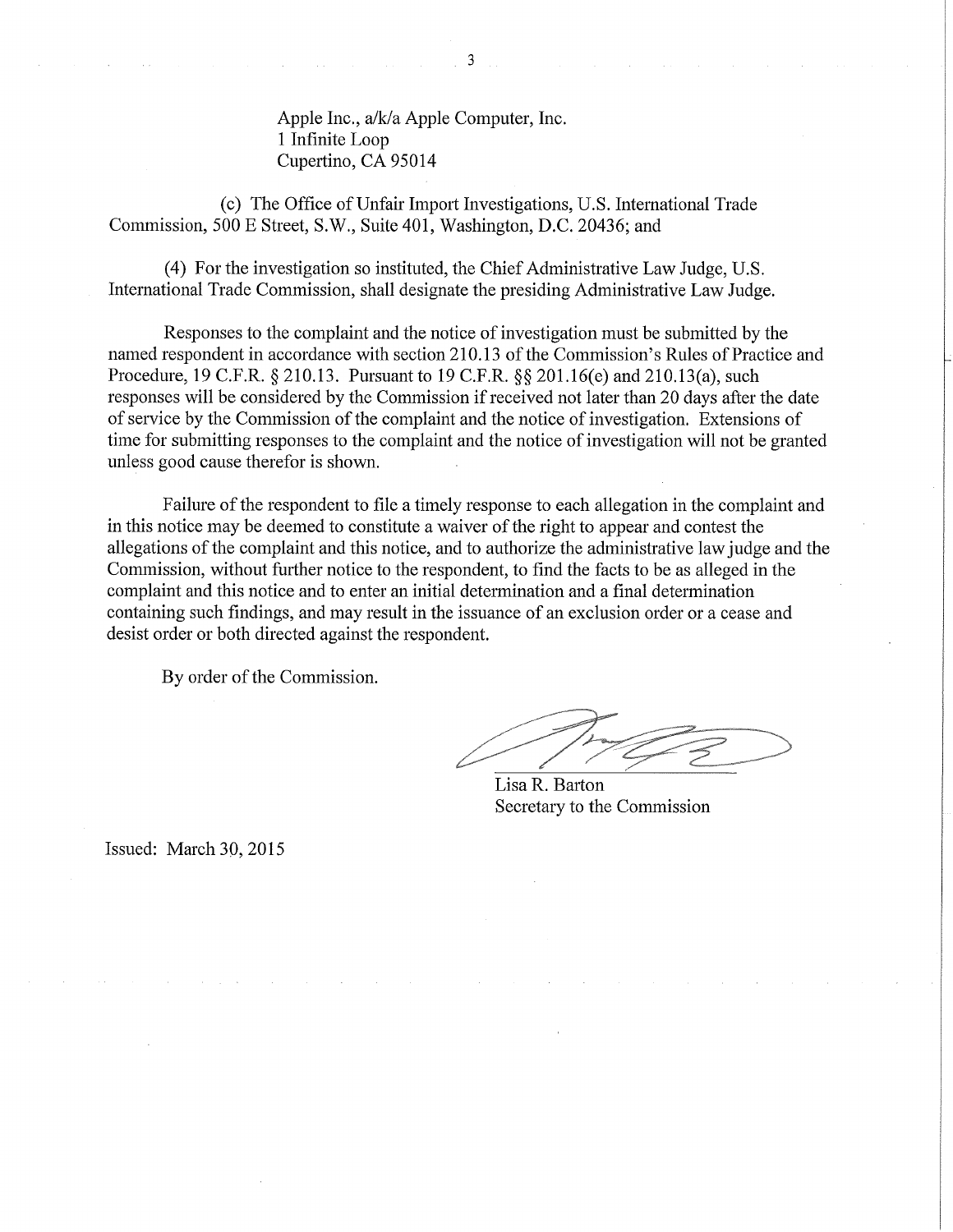Apple Inc., a/k/a Apple Computer, Inc.
1 Infinite Loop
Cupertino, CA 95014

(c) The Office of Unfair Import Investigations, U.S. International Trade Commission, 500 E Street, S.W., Suite 401, Washington, D.C. 20436; and

(4) For the investigation so instituted, the Chief Administrative Law Judge, U.S. International Trade Commission, shall designate the presiding Administrative Law Judge.

Responses to the complaint and the notice of investigation must be submitted by the named respondent in accordance with section 210.13 of the Commission's Rules of Practice and Procedure, 19 C.F.R. § 210.13. Pursuant to 19 C.F.R. §§ 201.16(e) and 210.13(a), such responses will be considered by the Commission if received not later than 20 days after the date of service by the Commission of the complaint and the notice of investigation. Extensions of time for submitting responses to the complaint and the notice of investigation will not be granted unless good cause therefor is shown.

Failure of the respondent to file a timely response to each allegation in the complaint and in this notice may be deemed to constitute a waiver of the right to appear and contest the allegations of the complaint and this notice, and to authorize the administrative law judge and the Commission, without further notice to the respondent, to find the facts to be as alleged in the complaint and this notice and to enter an initial determination and a final determination containing such findings, and may result in the issuance of an exclusion order or a cease and desist order or both directed against the respondent.

By order of the Commission.

Lisa R. Barton
Secretary to the Commission

Issued: March 30, 2015